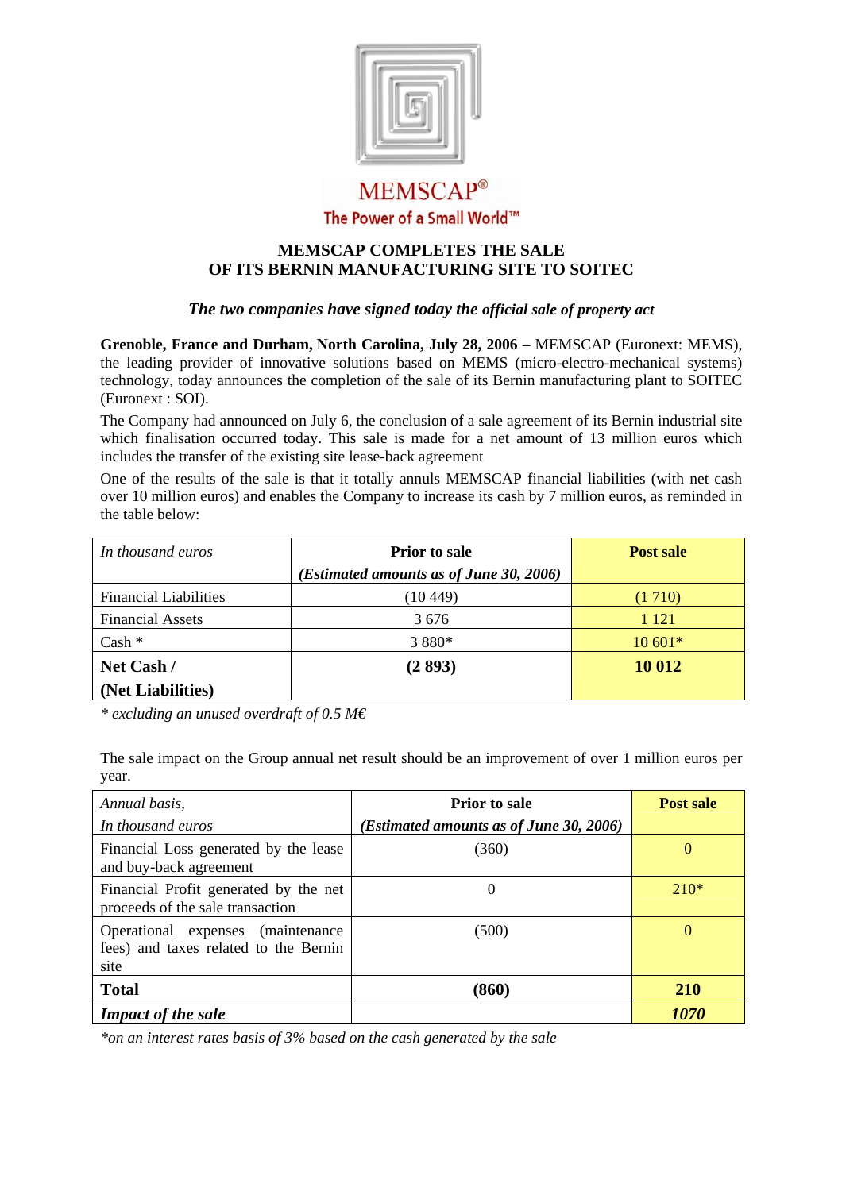MEMSCAP®

The Power of a Small World™

# MEMSCAP COMPLETES THE SALE OF ITS BERNIN MANUFACTURING SITE TO SOITEC

*The two companies have signed today the official sale of property act*

**Grenoble, France and Durham, North Carolina, July 28, 2006** – MEMSCAP (Euronext: MEMS), the leading provider of innovative solutions based on MEMS (micro-electro-mechanical systems) technology, today announces the completion of the sale of its Bernin manufacturing plant to SOITEC (Euronext : SOI).

The Company had announced on July 6, the conclusion of a sale agreement of its Bernin industrial site which finalisation occurred today. This sale is made for a net amount of 13 million euros which includes the transfer of the existing site lease-back agreement

One of the results of the sale is that it totally annuls MEMSCAP financial liabilities (with net cash over 10 million euros) and enables the Company to increase its cash by 7 million euros, as reminded in the table below:

| *In thousand euros* | **Prior to sale** *(Estimated amounts as of June 30, 2006)* | **Post sale** |
|---|---|---|
| Financial Liabilities | (10 449) | (1 710) |
| Financial Assets | 3 676 | 1 121 |
| Cash * | 3 880* | 10 601* |
| **Net Cash / (Net Liabilities)** | **(2 893)** | **10 012** |

*\* excluding an unused overdraft of 0.5 M€*

The sale impact on the Group annual net result should be an improvement of over 1 million euros per year.

| *Annual basis, In thousand euros* | **Prior to sale** *(Estimated amounts as of June 30, 2006)* | **Post sale** |
|---|---|---|
| Financial Loss generated by the lease and buy-back agreement | (360) | 0 |
| Financial Profit generated by the net proceeds of the sale transaction | 0 | 210* |
| Operational expenses (maintenance fees) and taxes related to the Bernin site | (500) | 0 |
| **Total** | **(860)** | **210** |
| ***Impact of the sale*** | | ***1070*** |

*\*on an interest rates basis of 3% based on the cash generated by the sale*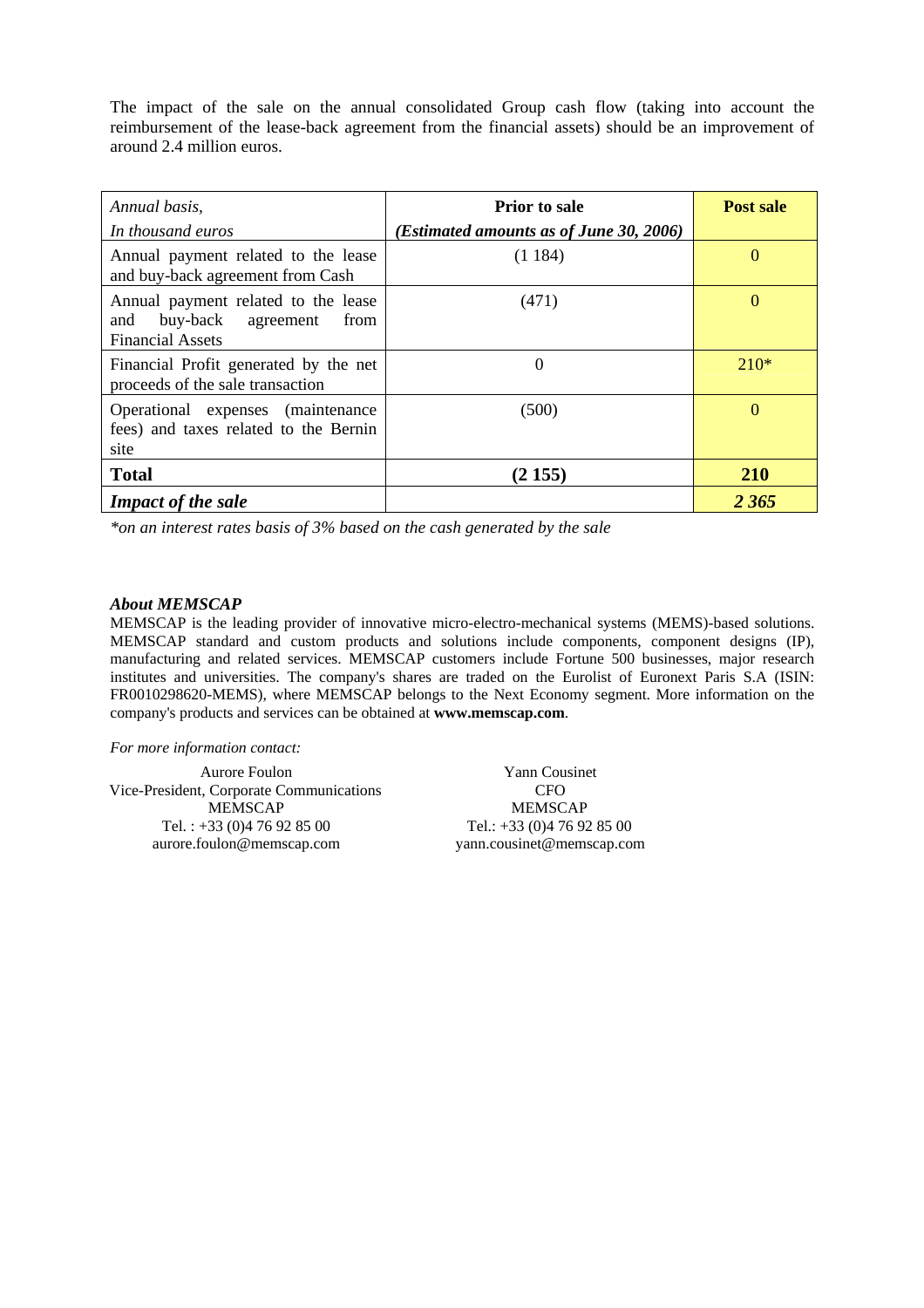The impact of the sale on the annual consolidated Group cash flow (taking into account the reimbursement of the lease-back agreement from the financial assets) should be an improvement of around 2.4 million euros.

| *Annual basis,*<br>*In thousand euros* | **Prior to sale**<br>***(Estimated amounts as of June 30, 2006)*** | **Post sale** |
|---|---|---|
| Annual payment related to the lease and buy-back agreement from Cash | (1 184) | 0 |
| Annual payment related to the lease and buy-back agreement from Financial Assets | (471) | 0 |
| Financial Profit generated by the net proceeds of the sale transaction | 0 | 210* |
| Operational expenses (maintenance fees) and taxes related to the Bernin site | (500) | 0 |
| **Total** | **(2 155)** | **210** |
| ***Impact of the sale*** | | ***2 365*** |

**on an interest rates basis of 3% based on the cash generated by the sale*

***About MEMSCAP***

MEMSCAP is the leading provider of innovative micro-electro-mechanical systems (MEMS)-based solutions. MEMSCAP standard and custom products and solutions include components, component designs (IP), manufacturing and related services. MEMSCAP customers include Fortune 500 businesses, major research institutes and universities. The company's shares are traded on the Eurolist of Euronext Paris S.A (ISIN: FR0010298620-MEMS), where MEMSCAP belongs to the Next Economy segment. More information on the company's products and services can be obtained at **www.memscap.com**.

*For more information contact:*

Aurore Foulon
Vice-President, Corporate Communications
MEMSCAP
Tel. : +33 (0)4 76 92 85 00
aurore.foulon@memscap.com

Yann Cousinet
CFO
MEMSCAP
Tel.: +33 (0)4 76 92 85 00
yann.cousinet@memscap.com